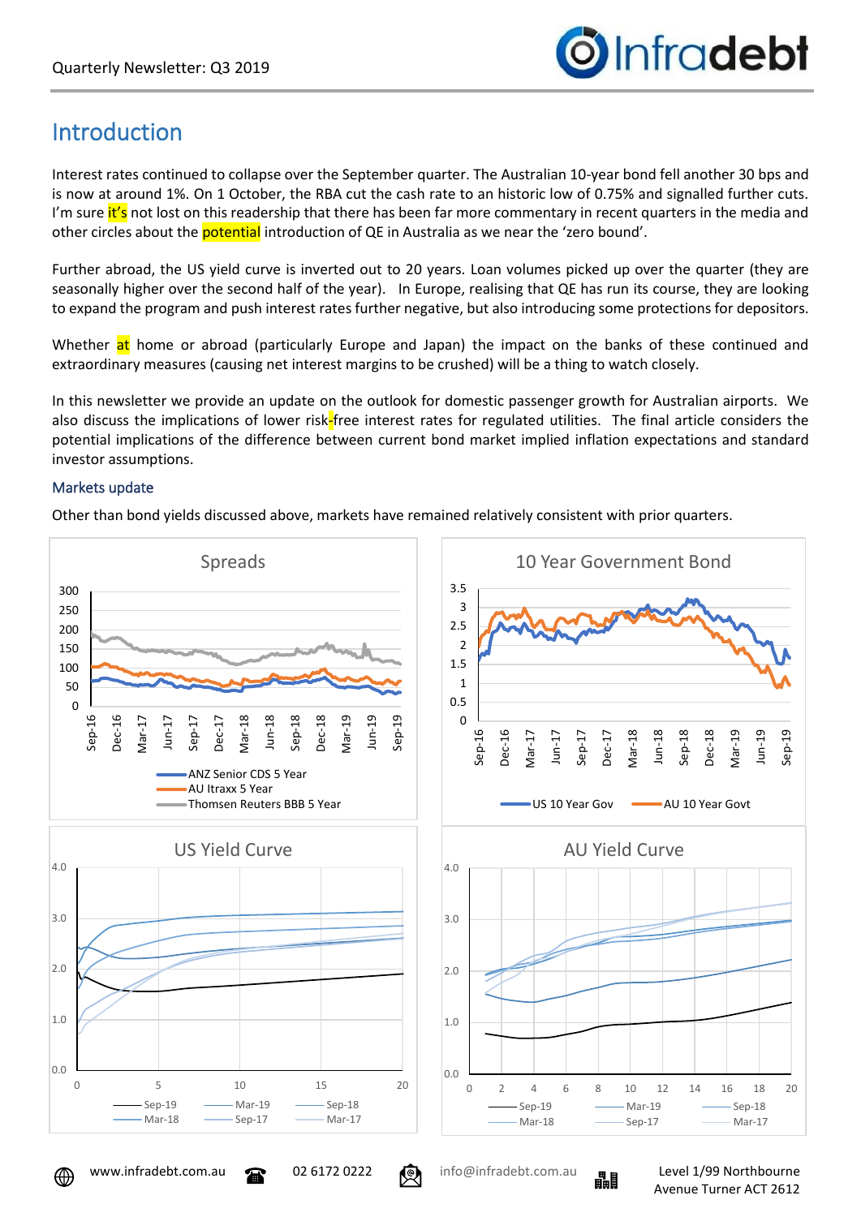# Introduction

Interest rates continued to collapse over the September quarter. The Australian 10-year bond fell another 30 bps and is now at around 1%. On 1 October, the RBA cut the cash rate to an historic low of 0.75% and signalled further cuts. I'm sure it's not lost on this readership that there has been far more commentary in recent quarters in the media and other circles about the potential introduction of QE in Australia as we near the 'zero bound'.

Further abroad, the US yield curve is inverted out to 20 years. Loan volumes picked up over the quarter (they are seasonally higher over the second half of the year). In Europe, realising that QE has run its course, they are looking to expand the program and push interest rates further negative, but also introducing some protections for depositors.

Whether at home or abroad (particularly Europe and Japan) the impact on the banks of these continued and extraordinary measures (causing net interest margins to be crushed) will be a thing to watch closely.

In this newsletter we provide an update on the outlook for domestic passenger growth for Australian airports. We also discuss the implications of lower risk-free interest rates for regulated utilities. The final article considers the potential implications of the difference between current bond market implied inflation expectations and standard investor assumptions.

### Markets update

Other than bond yields discussed above, markets have remained relatively consistent with prior quarters.

Spreads

ANZ Senior CDS 5 Year
AU Itraxx 5 Year
Thomsen Reuters BBB 5 Year

10 Year Government Bond

US 10 Year Gov
AU 10 Year Govt

US Yield Curve

Sep-19, Mar-19, Sep-18, Mar-18, Sep-17, Mar-17

AU Yield Curve

Sep-19, Mar-19, Sep-18, Mar-18, Sep-17, Mar-17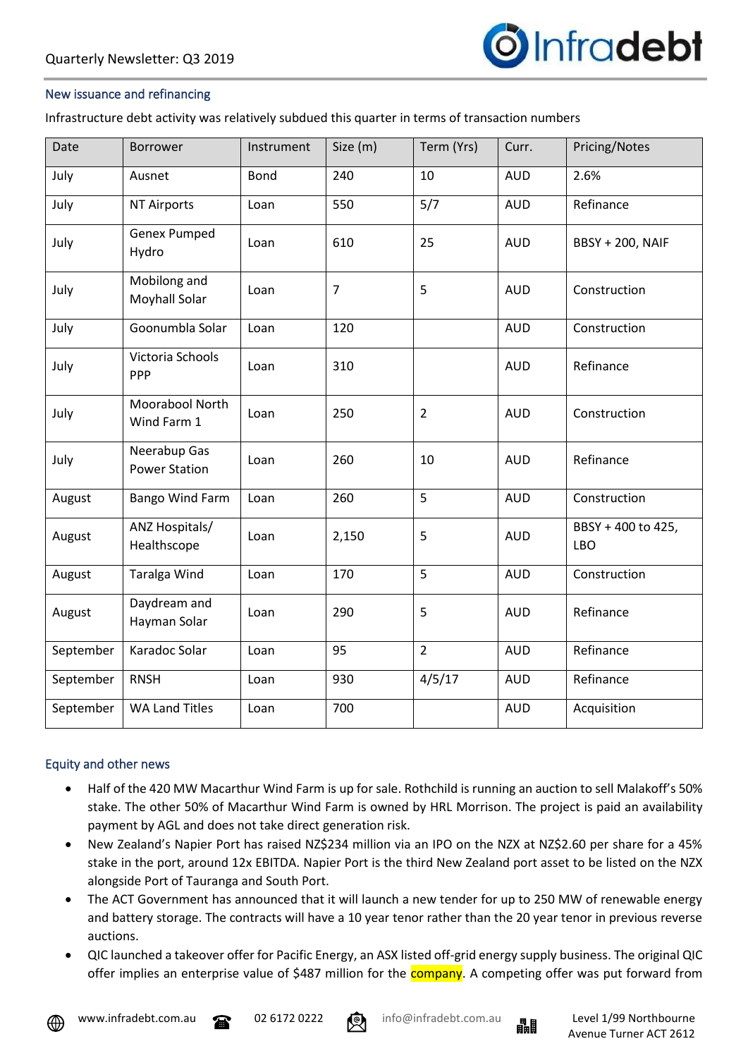## New issuance and refinancing

Infrastructure debt activity was relatively subdued this quarter in terms of transaction numbers

| Date | Borrower | Instrument | Size (m) | Term (Yrs) | Curr. | Pricing/Notes |
|---|---|---|---|---|---|---|
| July | Ausnet | Bond | 240 | 10 | AUD | 2.6% |
| July | NT Airports | Loan | 550 | 5/7 | AUD | Refinance |
| July | Genex Pumped Hydro | Loan | 610 | 25 | AUD | BBSY + 200, NAIF |
| July | Mobilong and Moyhall Solar | Loan | 7 | 5 | AUD | Construction |
| July | Goonumbla Solar | Loan | 120 | | AUD | Construction |
| July | Victoria Schools PPP | Loan | 310 | | AUD | Refinance |
| July | Moorabool North Wind Farm 1 | Loan | 250 | 2 | AUD | Construction |
| July | Neerabup Gas Power Station | Loan | 260 | 10 | AUD | Refinance |
| August | Bango Wind Farm | Loan | 260 | 5 | AUD | Construction |
| August | ANZ Hospitals/ Healthscope | Loan | 2,150 | 5 | AUD | BBSY + 400 to 425, LBO |
| August | Taralga Wind | Loan | 170 | 5 | AUD | Construction |
| August | Daydream and Hayman Solar | Loan | 290 | 5 | AUD | Refinance |
| September | Karadoc Solar | Loan | 95 | 2 | AUD | Refinance |
| September | RNSH | Loan | 930 | 4/5/17 | AUD | Refinance |
| September | WA Land Titles | Loan | 700 | | AUD | Acquisition |

## Equity and other news

- Half of the 420 MW Macarthur Wind Farm is up for sale. Rothchild is running an auction to sell Malakoff's 50% stake. The other 50% of Macarthur Wind Farm is owned by HRL Morrison. The project is paid an availability payment by AGL and does not take direct generation risk.
- New Zealand's Napier Port has raised NZ$234 million via an IPO on the NZX at NZ$2.60 per share for a 45% stake in the port, around 12x EBITDA. Napier Port is the third New Zealand port asset to be listed on the NZX alongside Port of Tauranga and South Port.
- The ACT Government has announced that it will launch a new tender for up to 250 MW of renewable energy and battery storage. The contracts will have a 10 year tenor rather than the 20 year tenor in previous reverse auctions.
- QIC launched a takeover offer for Pacific Energy, an ASX listed off-grid energy supply business. The original QIC offer implies an enterprise value of $487 million for the company. A competing offer was put forward from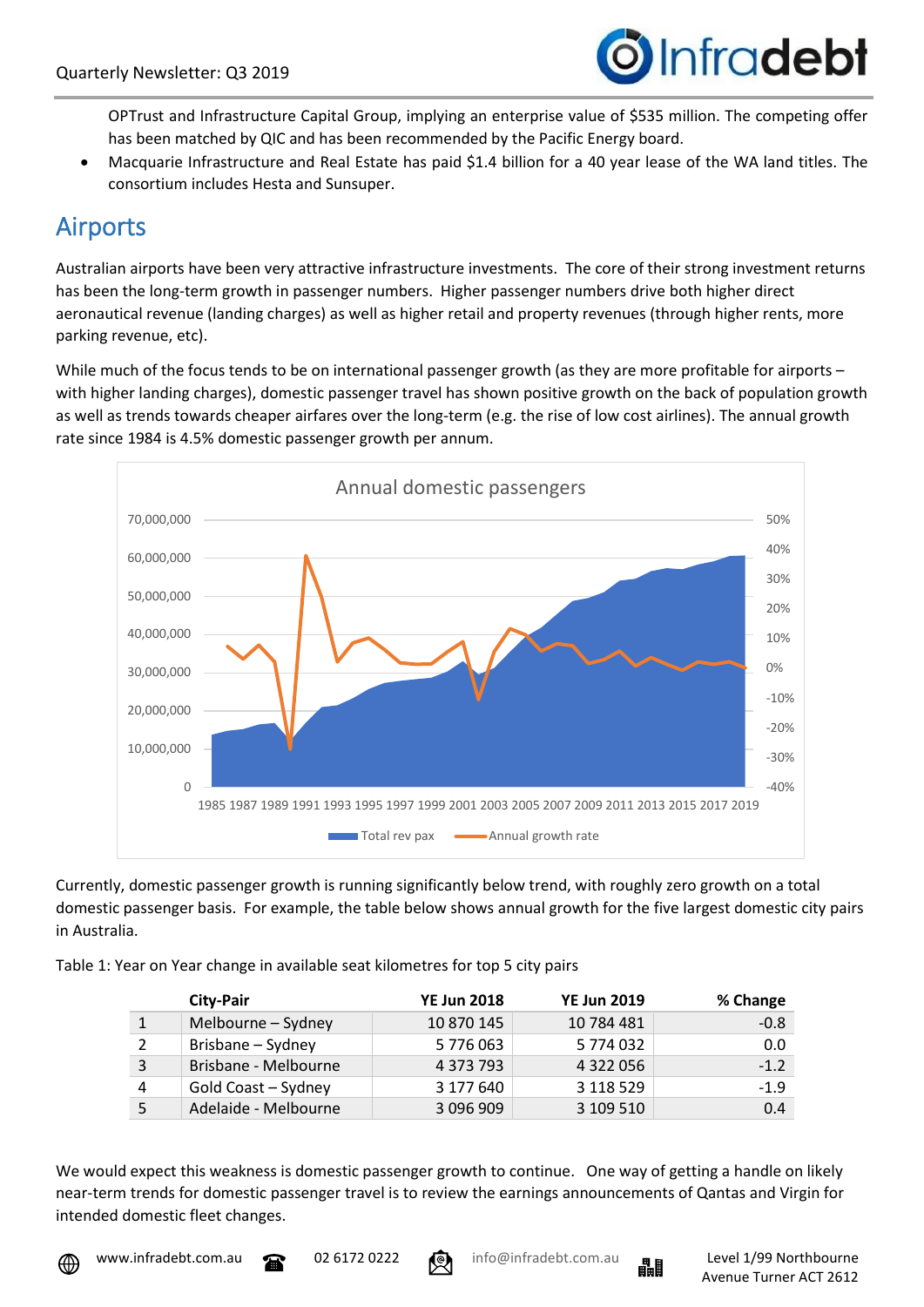OPTrust and Infrastructure Capital Group, implying an enterprise value of $535 million. The competing offer has been matched by QIC and has been recommended by the Pacific Energy board.

- Macquarie Infrastructure and Real Estate has paid $1.4 billion for a 40 year lease of the WA land titles. The consortium includes Hesta and Sunsuper.

## Airports

Australian airports have been very attractive infrastructure investments. The core of their strong investment returns has been the long-term growth in passenger numbers. Higher passenger numbers drive both higher direct aeronautical revenue (landing charges) as well as higher retail and property revenues (through higher rents, more parking revenue, etc).

While much of the focus tends to be on international passenger growth (as they are more profitable for airports – with higher landing charges), domestic passenger travel has shown positive growth on the back of population growth as well as trends towards cheaper airfares over the long-term (e.g. the rise of low cost airlines). The annual growth rate since 1984 is 4.5% domestic passenger growth per annum.

Currently, domestic passenger growth is running significantly below trend, with roughly zero growth on a total domestic passenger basis. For example, the table below shows annual growth for the five largest domestic city pairs in Australia.

Table 1: Year on Year change in available seat kilometres for top 5 city pairs

| | City-Pair | YE Jun 2018 | YE Jun 2019 | % Change |
|---|---|---|---|---|
| 1 | Melbourne – Sydney | 10 870 145 | 10 784 481 | -0.8 |
| 2 | Brisbane – Sydney | 5 776 063 | 5 774 032 | 0.0 |
| 3 | Brisbane - Melbourne | 4 373 793 | 4 322 056 | -1.2 |
| 4 | Gold Coast – Sydney | 3 177 640 | 3 118 529 | -1.9 |
| 5 | Adelaide - Melbourne | 3 096 909 | 3 109 510 | 0.4 |

We would expect this weakness is domestic passenger growth to continue. One way of getting a handle on likely near-term trends for domestic passenger travel is to review the earnings announcements of Qantas and Virgin for intended domestic fleet changes.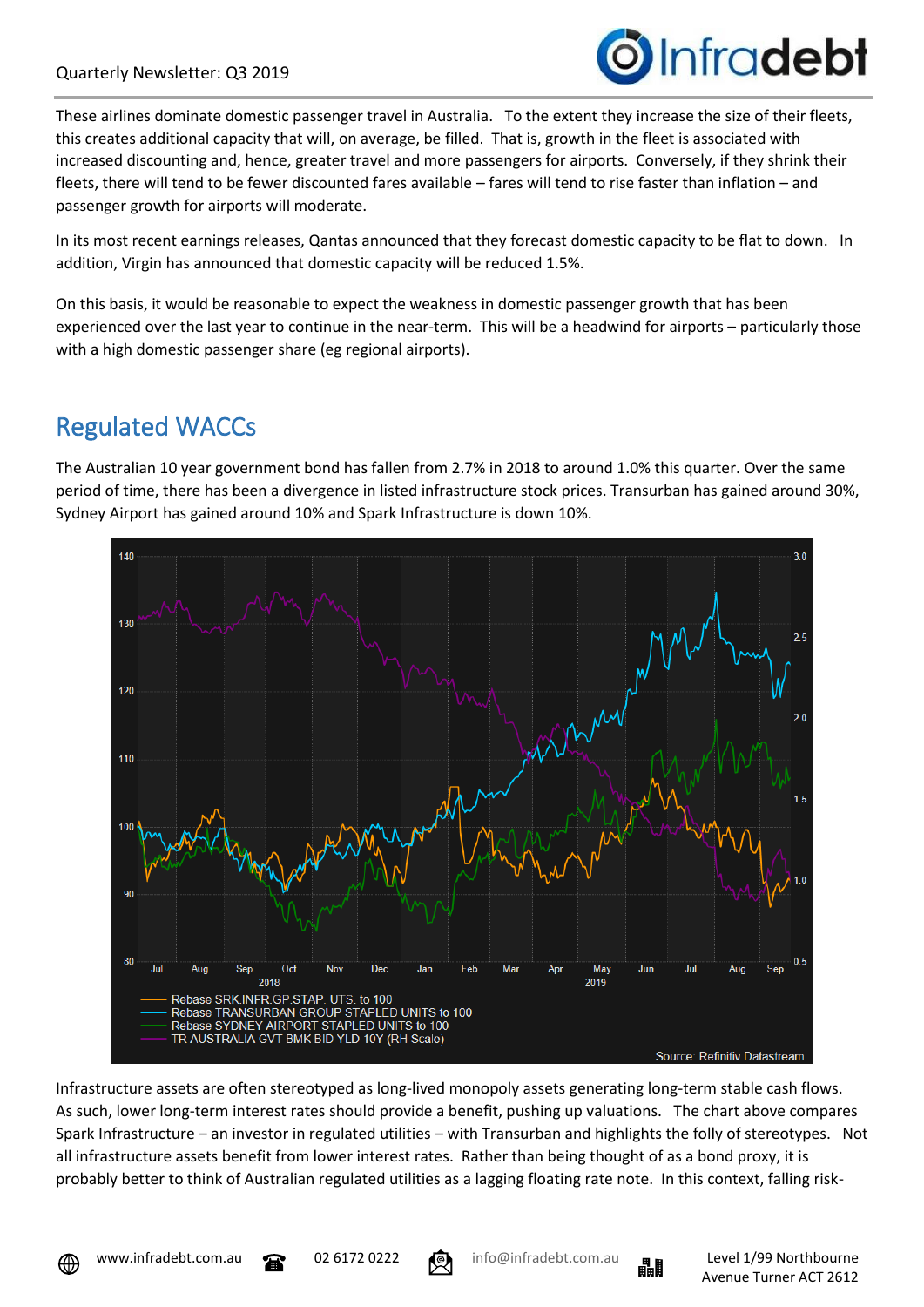These airlines dominate domestic passenger travel in Australia. To the extent they increase the size of their fleets, this creates additional capacity that will, on average, be filled. That is, growth in the fleet is associated with increased discounting and, hence, greater travel and more passengers for airports. Conversely, if they shrink their fleets, there will tend to be fewer discounted fares available – fares will tend to rise faster than inflation – and passenger growth for airports will moderate.

In its most recent earnings releases, Qantas announced that they forecast domestic capacity to be flat to down. In addition, Virgin has announced that domestic capacity will be reduced 1.5%.

On this basis, it would be reasonable to expect the weakness in domestic passenger growth that has been experienced over the last year to continue in the near-term. This will be a headwind for airports – particularly those with a high domestic passenger share (eg regional airports).

## Regulated WACCs

The Australian 10 year government bond has fallen from 2.7% in 2018 to around 1.0% this quarter. Over the same period of time, there has been a divergence in listed infrastructure stock prices. Transurban has gained around 30%, Sydney Airport has gained around 10% and Spark Infrastructure is down 10%.

Infrastructure assets are often stereotyped as long-lived monopoly assets generating long-term stable cash flows. As such, lower long-term interest rates should provide a benefit, pushing up valuations. The chart above compares Spark Infrastructure – an investor in regulated utilities – with Transurban and highlights the folly of stereotypes. Not all infrastructure assets benefit from lower interest rates. Rather than being thought of as a bond proxy, it is probably better to think of Australian regulated utilities as a lagging floating rate note. In this context, falling risk-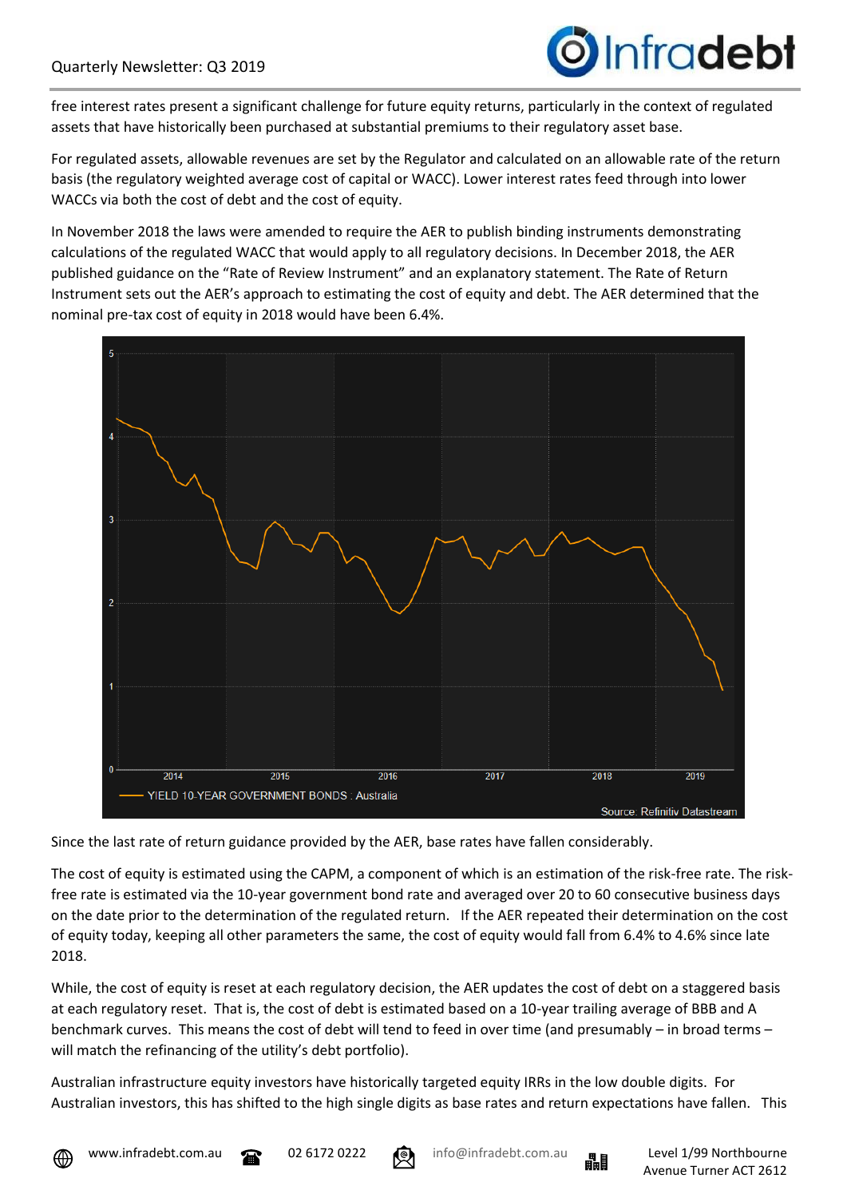free interest rates present a significant challenge for future equity returns, particularly in the context of regulated assets that have historically been purchased at substantial premiums to their regulatory asset base.

For regulated assets, allowable revenues are set by the Regulator and calculated on an allowable rate of the return basis (the regulatory weighted average cost of capital or WACC). Lower interest rates feed through into lower WACCs via both the cost of debt and the cost of equity.

In November 2018 the laws were amended to require the AER to publish binding instruments demonstrating calculations of the regulated WACC that would apply to all regulatory decisions. In December 2018, the AER published guidance on the "Rate of Review Instrument" and an explanatory statement. The Rate of Return Instrument sets out the AER's approach to estimating the cost of equity and debt. The AER determined that the nominal pre-tax cost of equity in 2018 would have been 6.4%.

YIELD 10-YEAR GOVERNMENT BONDS : Australia

Source: Refinitiv Datastream

Since the last rate of return guidance provided by the AER, base rates have fallen considerably.

The cost of equity is estimated using the CAPM, a component of which is an estimation of the risk-free rate. The risk-free rate is estimated via the 10-year government bond rate and averaged over 20 to 60 consecutive business days on the date prior to the determination of the regulated return. If the AER repeated their determination on the cost of equity today, keeping all other parameters the same, the cost of equity would fall from 6.4% to 4.6% since late 2018.

While, the cost of equity is reset at each regulatory decision, the AER updates the cost of debt on a staggered basis at each regulatory reset. That is, the cost of debt is estimated based on a 10-year trailing average of BBB and A benchmark curves. This means the cost of debt will tend to feed in over time (and presumably – in broad terms – will match the refinancing of the utility's debt portfolio).

Australian infrastructure equity investors have historically targeted equity IRRs in the low double digits. For Australian investors, this has shifted to the high single digits as base rates and return expectations have fallen. This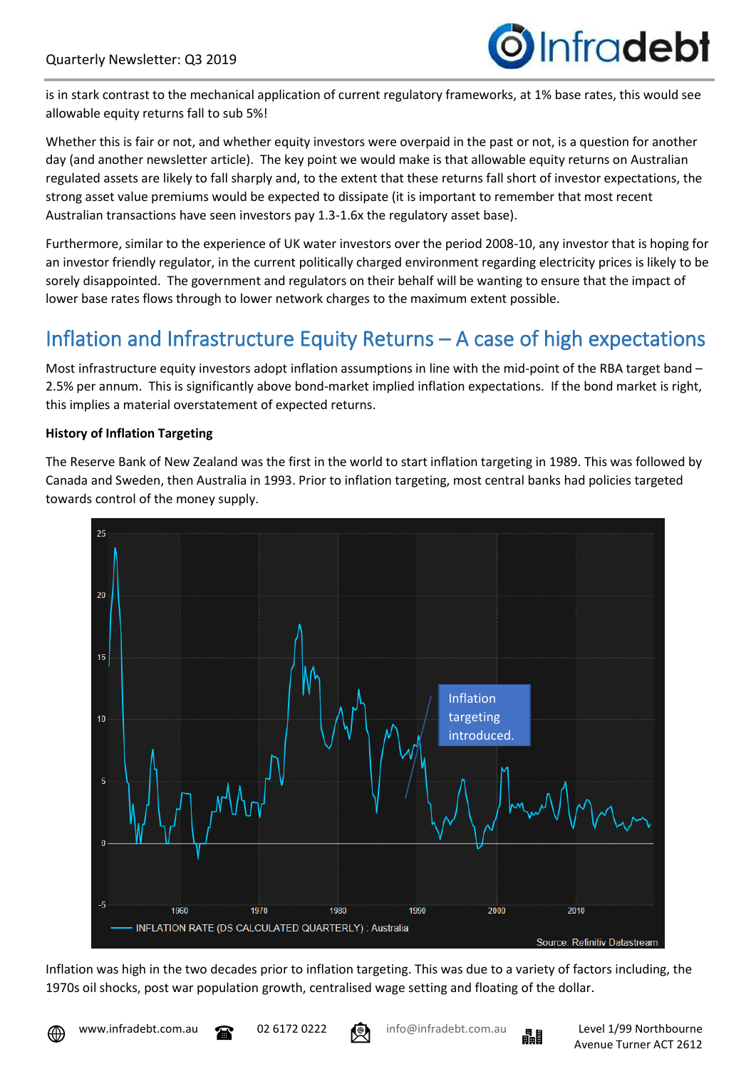is in stark contrast to the mechanical application of current regulatory frameworks, at 1% base rates, this would see allowable equity returns fall to sub 5%!

Whether this is fair or not, and whether equity investors were overpaid in the past or not, is a question for another day (and another newsletter article). The key point we would make is that allowable equity returns on Australian regulated assets are likely to fall sharply and, to the extent that these returns fall short of investor expectations, the strong asset value premiums would be expected to dissipate (it is important to remember that most recent Australian transactions have seen investors pay 1.3-1.6x the regulatory asset base).

Furthermore, similar to the experience of UK water investors over the period 2008-10, any investor that is hoping for an investor friendly regulator, in the current politically charged environment regarding electricity prices is likely to be sorely disappointed. The government and regulators on their behalf will be wanting to ensure that the impact of lower base rates flows through to lower network charges to the maximum extent possible.

## Inflation and Infrastructure Equity Returns – A case of high expectations

Most infrastructure equity investors adopt inflation assumptions in line with the mid-point of the RBA target band – 2.5% per annum. This is significantly above bond-market implied inflation expectations. If the bond market is right, this implies a material overstatement of expected returns.

**History of Inflation Targeting**

The Reserve Bank of New Zealand was the first in the world to start inflation targeting in 1989. This was followed by Canada and Sweden, then Australia in 1993. Prior to inflation targeting, most central banks had policies targeted towards control of the money supply.

Inflation was high in the two decades prior to inflation targeting. This was due to a variety of factors including, the 1970s oil shocks, post war population growth, centralised wage setting and floating of the dollar.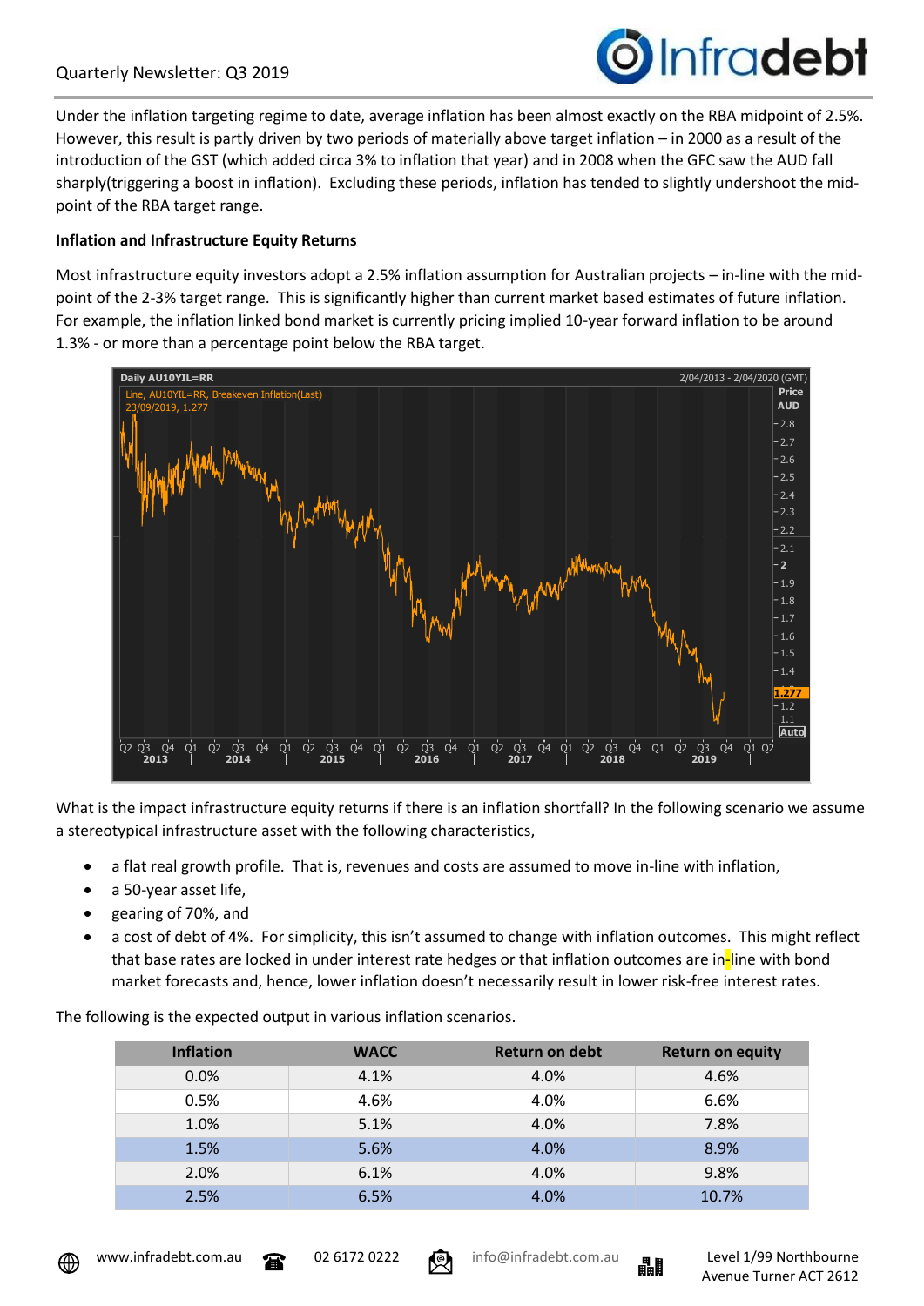Under the inflation targeting regime to date, average inflation has been almost exactly on the RBA midpoint of 2.5%. However, this result is partly driven by two periods of materially above target inflation – in 2000 as a result of the introduction of the GST (which added circa 3% to inflation that year) and in 2008 when the GFC saw the AUD fall sharply(triggering a boost in inflation). Excluding these periods, inflation has tended to slightly undershoot the mid-point of the RBA target range.

**Inflation and Infrastructure Equity Returns**

Most infrastructure equity investors adopt a 2.5% inflation assumption for Australian projects – in-line with the mid-point of the 2-3% target range. This is significantly higher than current market based estimates of future inflation. For example, the inflation linked bond market is currently pricing implied 10-year forward inflation to be around 1.3% - or more than a percentage point below the RBA target.

What is the impact infrastructure equity returns if there is an inflation shortfall? In the following scenario we assume a stereotypical infrastructure asset with the following characteristics,

- a flat real growth profile. That is, revenues and costs are assumed to move in-line with inflation,
- a 50-year asset life,
- gearing of 70%, and
- a cost of debt of 4%. For simplicity, this isn't assumed to change with inflation outcomes. This might reflect that base rates are locked in under interest rate hedges or that inflation outcomes are in-line with bond market forecasts and, hence, lower inflation doesn't necessarily result in lower risk-free interest rates.

The following is the expected output in various inflation scenarios.

| Inflation | WACC | Return on debt | Return on equity |
|---|---|---|---|
| 0.0% | 4.1% | 4.0% | 4.6% |
| 0.5% | 4.6% | 4.0% | 6.6% |
| 1.0% | 5.1% | 4.0% | 7.8% |
| 1.5% | 5.6% | 4.0% | 8.9% |
| 2.0% | 6.1% | 4.0% | 9.8% |
| 2.5% | 6.5% | 4.0% | 10.7% |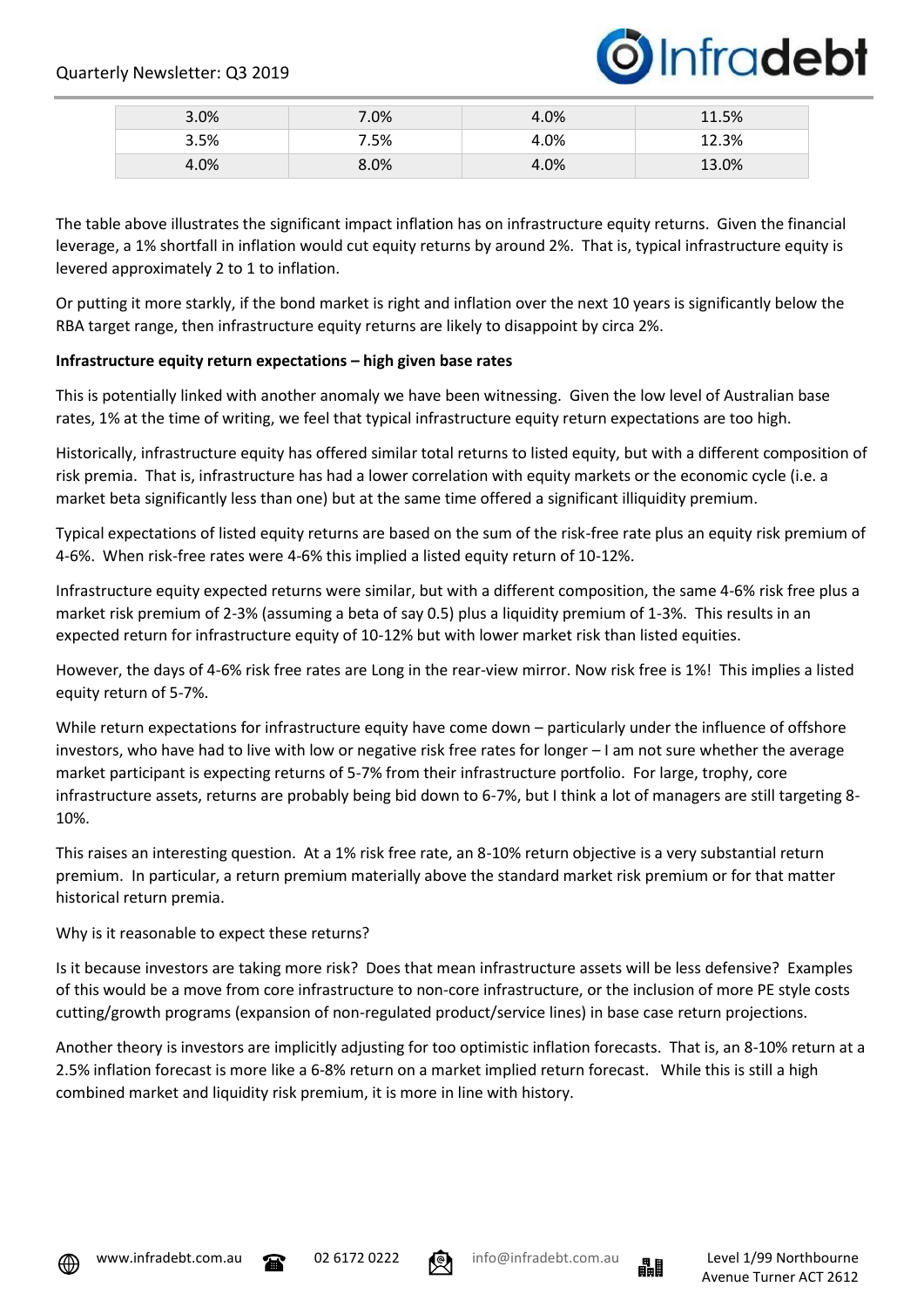| | | | |
|---|---|---|---|
| 3.0% | 7.0% | 4.0% | 11.5% |
| 3.5% | 7.5% | 4.0% | 12.3% |
| 4.0% | 8.0% | 4.0% | 13.0% |

The table above illustrates the significant impact inflation has on infrastructure equity returns. Given the financial leverage, a 1% shortfall in inflation would cut equity returns by around 2%. That is, typical infrastructure equity is levered approximately 2 to 1 to inflation.

Or putting it more starkly, if the bond market is right and inflation over the next 10 years is significantly below the RBA target range, then infrastructure equity returns are likely to disappoint by circa 2%.

**Infrastructure equity return expectations – high given base rates**

This is potentially linked with another anomaly we have been witnessing. Given the low level of Australian base rates, 1% at the time of writing, we feel that typical infrastructure equity return expectations are too high.

Historically, infrastructure equity has offered similar total returns to listed equity, but with a different composition of risk premia. That is, infrastructure has had a lower correlation with equity markets or the economic cycle (i.e. a market beta significantly less than one) but at the same time offered a significant illiquidity premium.

Typical expectations of listed equity returns are based on the sum of the risk-free rate plus an equity risk premium of 4-6%. When risk-free rates were 4-6% this implied a listed equity return of 10-12%.

Infrastructure equity expected returns were similar, but with a different composition, the same 4-6% risk free plus a market risk premium of 2-3% (assuming a beta of say 0.5) plus a liquidity premium of 1-3%. This results in an expected return for infrastructure equity of 10-12% but with lower market risk than listed equities.

However, the days of 4-6% risk free rates are Long in the rear-view mirror. Now risk free is 1%! This implies a listed equity return of 5-7%.

While return expectations for infrastructure equity have come down – particularly under the influence of offshore investors, who have had to live with low or negative risk free rates for longer – I am not sure whether the average market participant is expecting returns of 5-7% from their infrastructure portfolio. For large, trophy, core infrastructure assets, returns are probably being bid down to 6-7%, but I think a lot of managers are still targeting 8-10%.

This raises an interesting question. At a 1% risk free rate, an 8-10% return objective is a very substantial return premium. In particular, a return premium materially above the standard market risk premium or for that matter historical return premia.

Why is it reasonable to expect these returns?

Is it because investors are taking more risk? Does that mean infrastructure assets will be less defensive? Examples of this would be a move from core infrastructure to non-core infrastructure, or the inclusion of more PE style costs cutting/growth programs (expansion of non-regulated product/service lines) in base case return projections.

Another theory is investors are implicitly adjusting for too optimistic inflation forecasts. That is, an 8-10% return at a 2.5% inflation forecast is more like a 6-8% return on a market implied return forecast. While this is still a high combined market and liquidity risk premium, it is more in line with history.